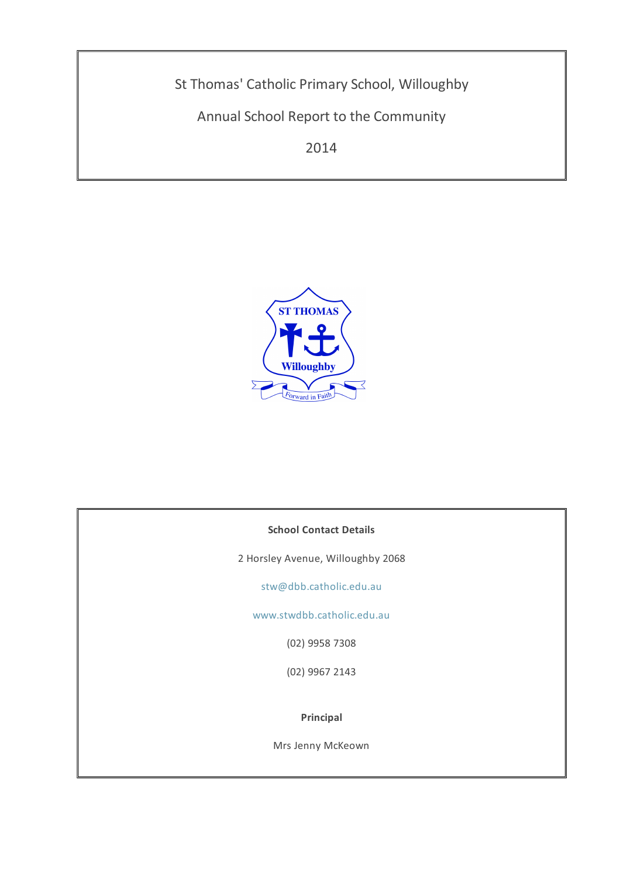# St Thomas' Catholic Primary School, Willoughby

## Annual School Report to the Community

## 2014

**School Contact Details**

2 Horsley Avenue, Willoughby 2068

stw@dbb.catholic.edu.au

www.stwdbb.catholic.edu.au

(02) 9958 7308

(02) 9967 2143

**Principal**

Mrs Jenny McKeown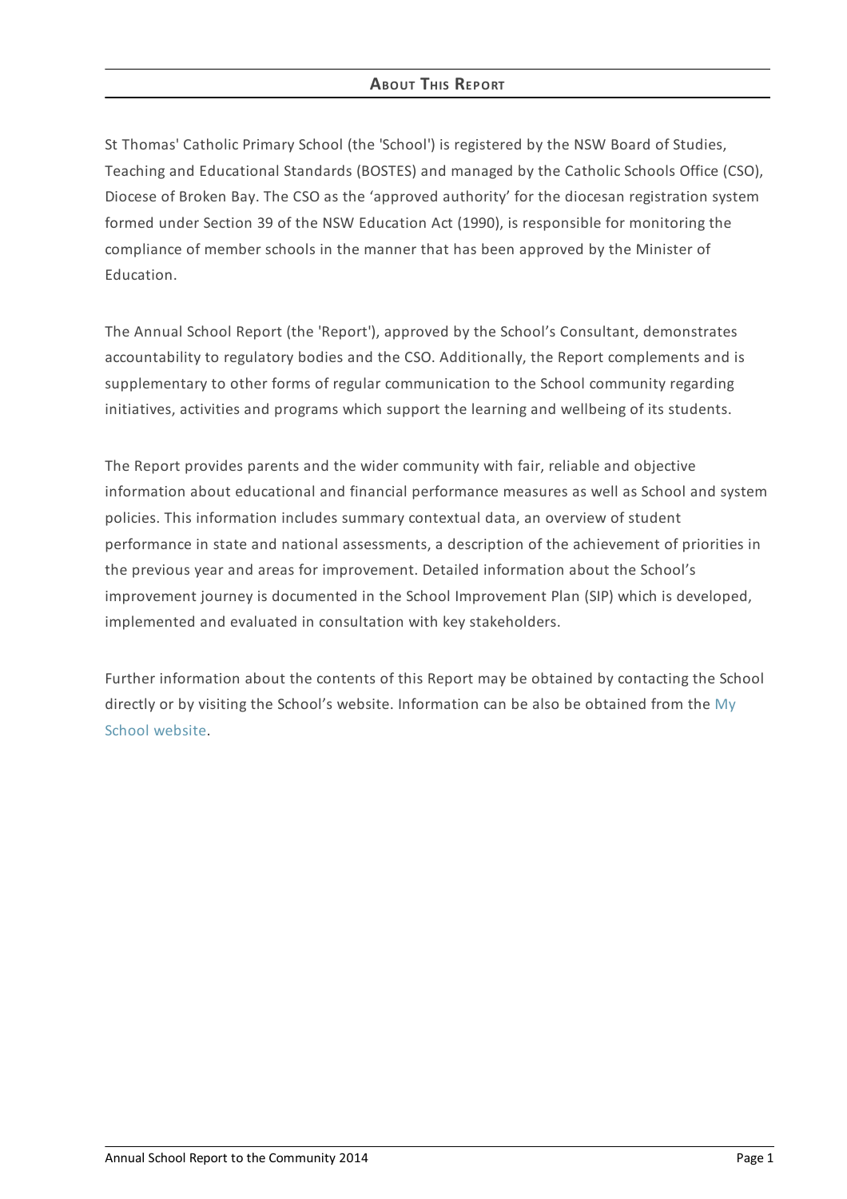## About This Report

St Thomas' Catholic Primary School (the 'School') is registered by the NSW Board of Studies, Teaching and Educational Standards (BOSTES) and managed by the Catholic Schools Office (CSO), Diocese of Broken Bay. The CSO as the 'approved authority' for the diocesan registration system formed under Section 39 of the NSW Education Act (1990), is responsible for monitoring the compliance of member schools in the manner that has been approved by the Minister of Education.

The Annual School Report (the 'Report'), approved by the School's Consultant, demonstrates accountability to regulatory bodies and the CSO. Additionally, the Report complements and is supplementary to other forms of regular communication to the School community regarding initiatives, activities and programs which support the learning and wellbeing of its students.

The Report provides parents and the wider community with fair, reliable and objective information about educational and financial performance measures as well as School and system policies. This information includes summary contextual data, an overview of student performance in state and national assessments, a description of the achievement of priorities in the previous year and areas for improvement. Detailed information about the School's improvement journey is documented in the School Improvement Plan (SIP) which is developed, implemented and evaluated in consultation with key stakeholders.

Further information about the contents of this Report may be obtained by contacting the School directly or by visiting the School's website. Information can be also be obtained from the My School website.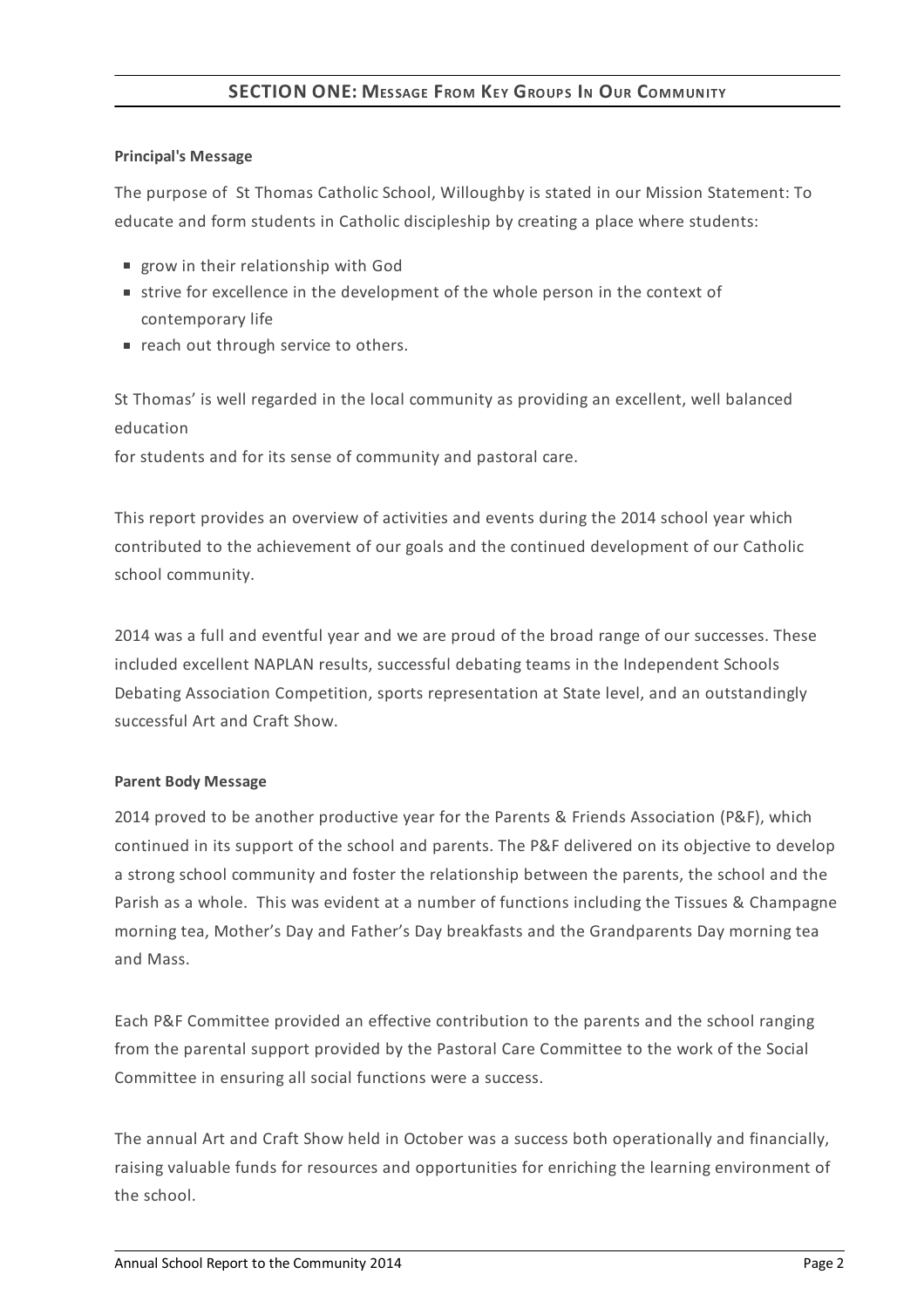## SECTION ONE: MESSAGE FROM KEY GROUPS IN OUR COMMUNITY

**Principal's Message**

The purpose of St Thomas Catholic School, Willoughby is stated in our Mission Statement: To educate and form students in Catholic discipleship by creating a place where students:

- grow in their relationship with God
- strive for excellence in the development of the whole person in the context of contemporary life
- reach out through service to others.

St Thomas' is well regarded in the local community as providing an excellent, well balanced education
for students and for its sense of community and pastoral care.

This report provides an overview of activities and events during the 2014 school year which contributed to the achievement of our goals and the continued development of our Catholic school community.

2014 was a full and eventful year and we are proud of the broad range of our successes. These included excellent NAPLAN results, successful debating teams in the Independent Schools Debating Association Competition, sports representation at State level, and an outstandingly successful Art and Craft Show.

**Parent Body Message**

2014 proved to be another productive year for the Parents & Friends Association (P&F), which continued in its support of the school and parents. The P&F delivered on its objective to develop a strong school community and foster the relationship between the parents, the school and the Parish as a whole. This was evident at a number of functions including the Tissues & Champagne morning tea, Mother's Day and Father's Day breakfasts and the Grandparents Day morning tea and Mass.

Each P&F Committee provided an effective contribution to the parents and the school ranging from the parental support provided by the Pastoral Care Committee to the work of the Social Committee in ensuring all social functions were a success.

The annual Art and Craft Show held in October was a success both operationally and financially, raising valuable funds for resources and opportunities for enriching the learning environment of the school.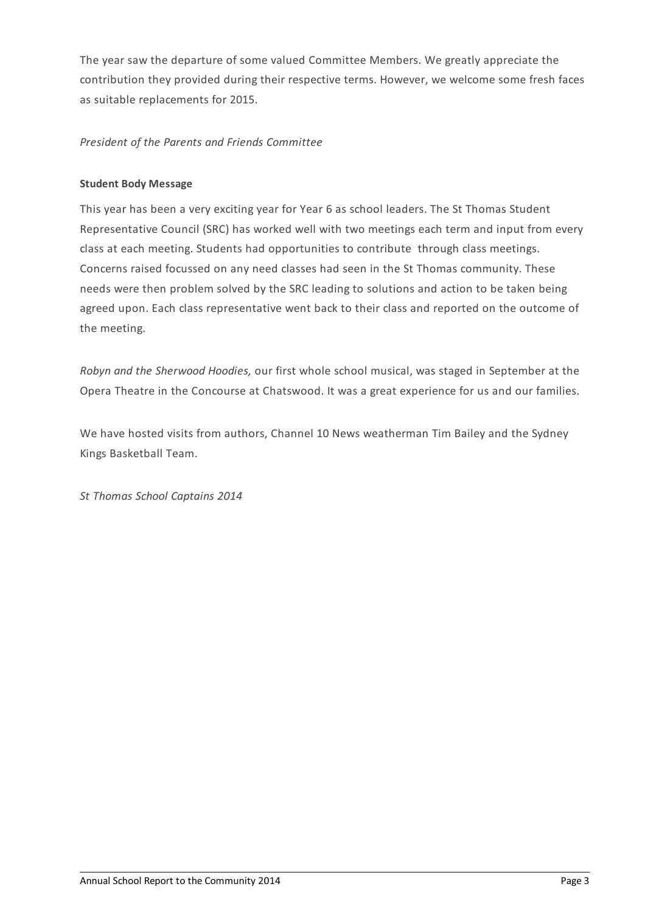The year saw the departure of some valued Committee Members. We greatly appreciate the contribution they provided during their respective terms. However, we welcome some fresh faces as suitable replacements for 2015.

*President of the Parents and Friends Committee*

**Student Body Message**

This year has been a very exciting year for Year 6 as school leaders. The St Thomas Student Representative Council (SRC) has worked well with two meetings each term and input from every class at each meeting. Students had opportunities to contribute through class meetings. Concerns raised focussed on any need classes had seen in the St Thomas community. These needs were then problem solved by the SRC leading to solutions and action to be taken being agreed upon. Each class representative went back to their class and reported on the outcome of the meeting.

*Robyn and the Sherwood Hoodies,* our first whole school musical, was staged in September at the Opera Theatre in the Concourse at Chatswood. It was a great experience for us and our families.

We have hosted visits from authors, Channel 10 News weatherman Tim Bailey and the Sydney Kings Basketball Team.

*St Thomas School Captains 2014*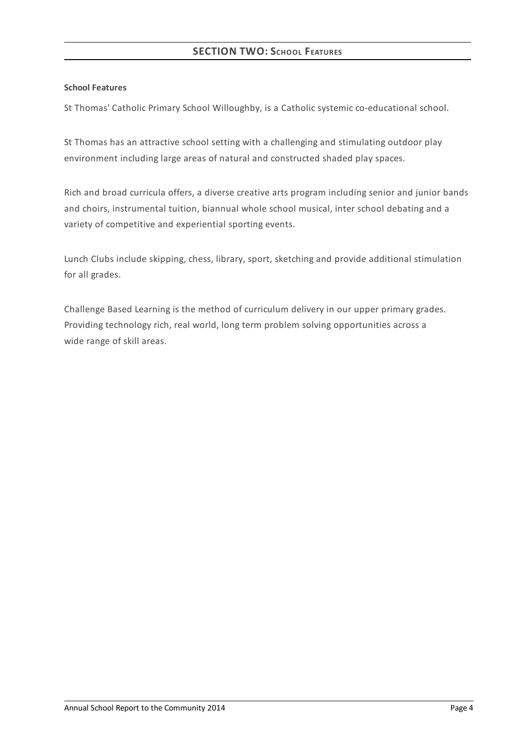## SECTION TWO: School Features

**School Features**

St Thomas' Catholic Primary School Willoughby, is a Catholic systemic co-educational school.

St Thomas has an attractive school setting with a challenging and stimulating outdoor play environment including large areas of natural and constructed shaded play spaces.

Rich and broad curricula offers, a diverse creative arts program including senior and junior bands and choirs, instrumental tuition, biannual whole school musical, inter school debating and a variety of competitive and experiential sporting events.

Lunch Clubs include skipping, chess, library, sport, sketching and provide additional stimulation for all grades.

Challenge Based Learning is the method of curriculum delivery in our upper primary grades. Providing technology rich, real world, long term problem solving opportunities across a wide range of skill areas.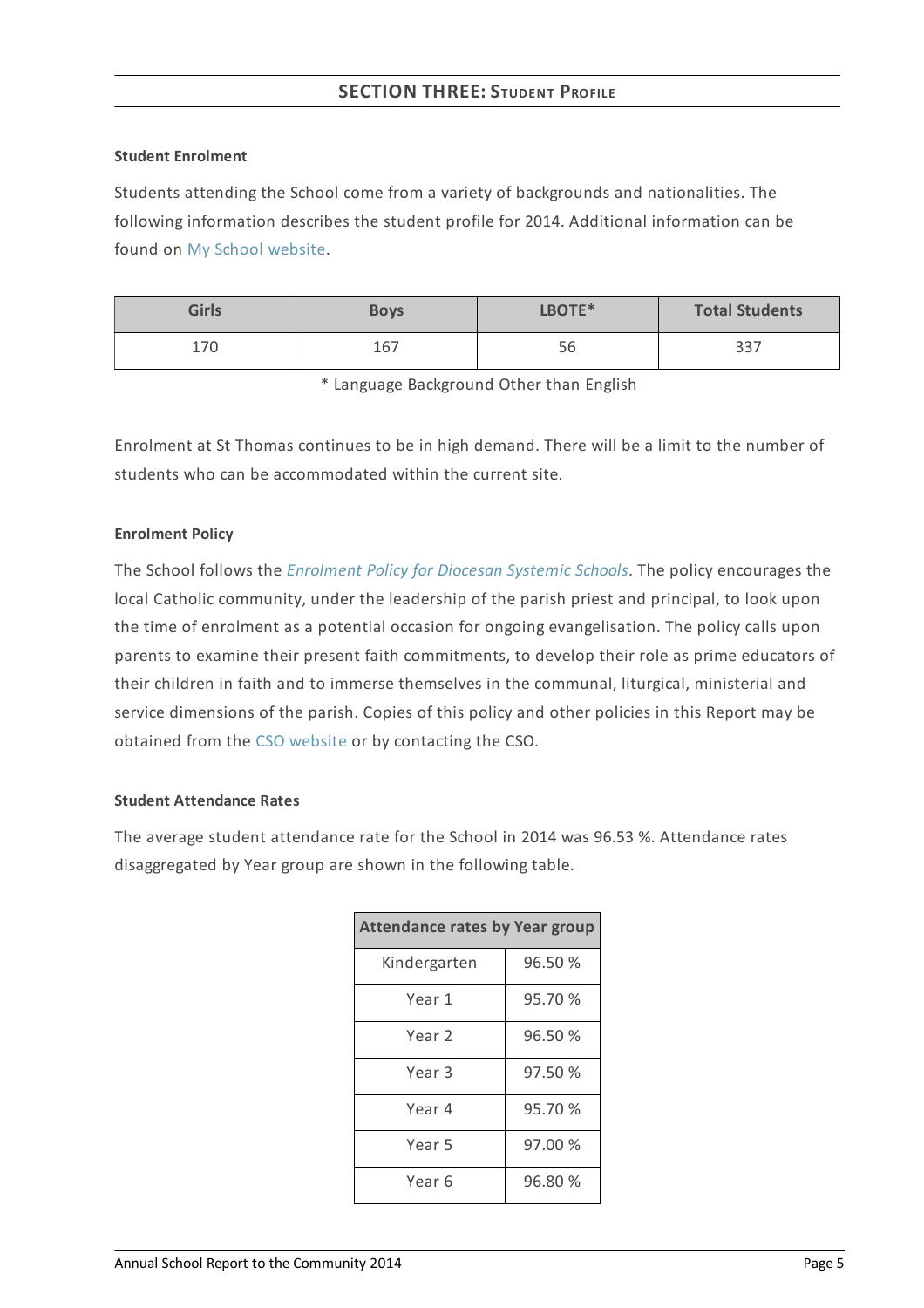## SECTION THREE: STUDENT PROFILE

**Student Enrolment**

Students attending the School come from a variety of backgrounds and nationalities. The following information describes the student profile for 2014. Additional information can be found on My School website.

| Girls | Boys | LBOTE* | Total Students |
|---|---|---|---|
| 170 | 167 | 56 | 337 |

\* Language Background Other than English

Enrolment at St Thomas continues to be in high demand. There will be a limit to the number of students who can be accommodated within the current site.

**Enrolment Policy**

The School follows the *Enrolment Policy for Diocesan Systemic Schools*. The policy encourages the local Catholic community, under the leadership of the parish priest and principal, to look upon the time of enrolment as a potential occasion for ongoing evangelisation. The policy calls upon parents to examine their present faith commitments, to develop their role as prime educators of their children in faith and to immerse themselves in the communal, liturgical, ministerial and service dimensions of the parish. Copies of this policy and other policies in this Report may be obtained from the CSO website or by contacting the CSO.

**Student Attendance Rates**

The average student attendance rate for the School in 2014 was 96.53 %. Attendance rates disaggregated by Year group are shown in the following table.

| Attendance rates by Year group | |
|---|---|
| Kindergarten | 96.50 % |
| Year 1 | 95.70 % |
| Year 2 | 96.50 % |
| Year 3 | 97.50 % |
| Year 4 | 95.70 % |
| Year 5 | 97.00 % |
| Year 6 | 96.80 % |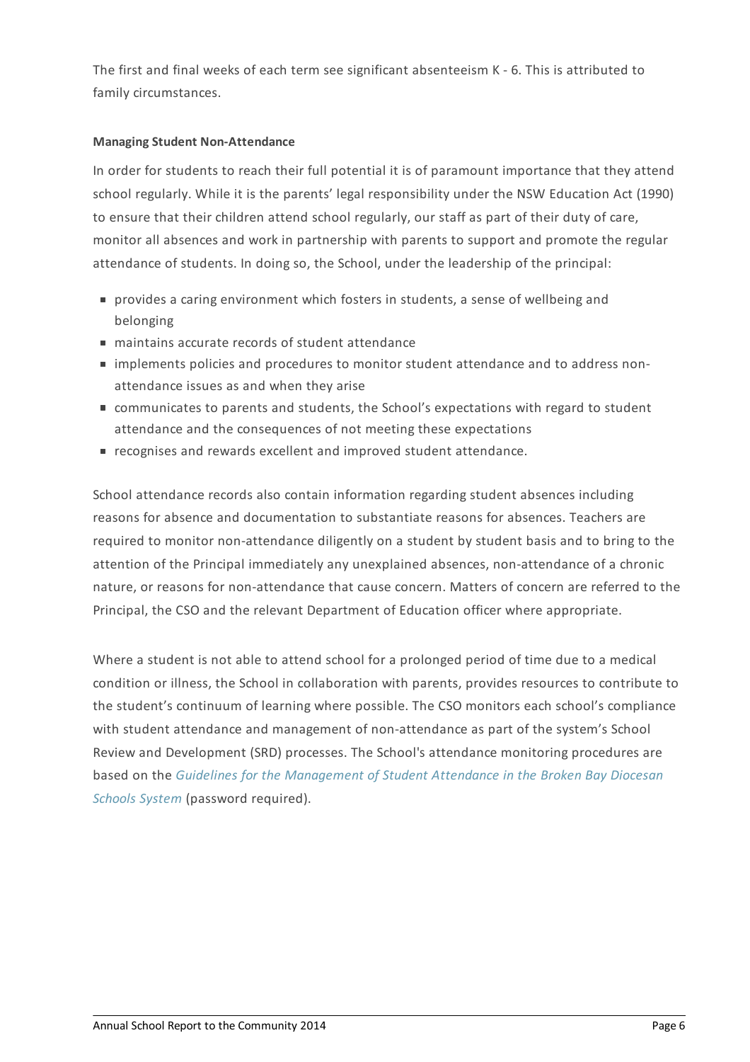The first and final weeks of each term see significant absenteeism K - 6. This is attributed to family circumstances.

**Managing Student Non-Attendance**

In order for students to reach their full potential it is of paramount importance that they attend school regularly. While it is the parents' legal responsibility under the NSW Education Act (1990) to ensure that their children attend school regularly, our staff as part of their duty of care, monitor all absences and work in partnership with parents to support and promote the regular attendance of students. In doing so, the School, under the leadership of the principal:

- provides a caring environment which fosters in students, a sense of wellbeing and belonging
- maintains accurate records of student attendance
- implements policies and procedures to monitor student attendance and to address non-attendance issues as and when they arise
- communicates to parents and students, the School's expectations with regard to student attendance and the consequences of not meeting these expectations
- recognises and rewards excellent and improved student attendance.

School attendance records also contain information regarding student absences including reasons for absence and documentation to substantiate reasons for absences. Teachers are required to monitor non-attendance diligently on a student by student basis and to bring to the attention of the Principal immediately any unexplained absences, non-attendance of a chronic nature, or reasons for non-attendance that cause concern. Matters of concern are referred to the Principal, the CSO and the relevant Department of Education officer where appropriate.

Where a student is not able to attend school for a prolonged period of time due to a medical condition or illness, the School in collaboration with parents, provides resources to contribute to the student's continuum of learning where possible. The CSO monitors each school's compliance with student attendance and management of non-attendance as part of the system's School Review and Development (SRD) processes. The School's attendance monitoring procedures are based on the *Guidelines for the Management of Student Attendance in the Broken Bay Diocesan Schools System* (password required).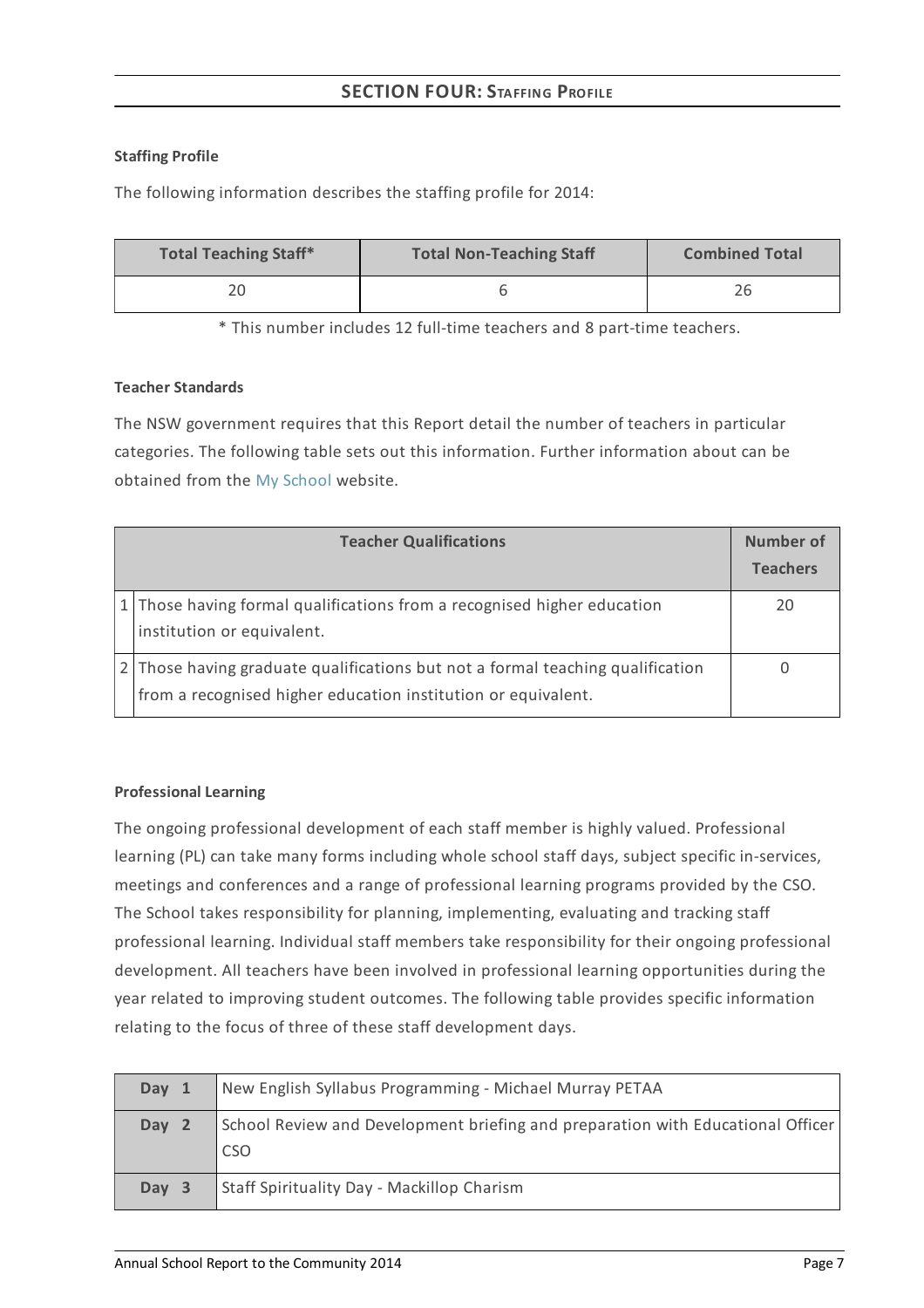## SECTION FOUR: STAFFING PROFILE

**Staffing Profile**

The following information describes the staffing profile for 2014:

| Total Teaching Staff* | Total Non-Teaching Staff | Combined Total |
|---|---|---|
| 20 | 6 | 26 |

* This number includes 12 full-time teachers and 8 part-time teachers.

**Teacher Standards**

The NSW government requires that this Report detail the number of teachers in particular categories. The following table sets out this information. Further information about can be obtained from the My School website.

| | Teacher Qualifications | Number of Teachers |
|---|---|---|
| 1 | Those having formal qualifications from a recognised higher education institution or equivalent. | 20 |
| 2 | Those having graduate qualifications but not a formal teaching qualification from a recognised higher education institution or equivalent. | 0 |

**Professional Learning**

The ongoing professional development of each staff member is highly valued. Professional learning (PL) can take many forms including whole school staff days, subject specific in-services, meetings and conferences and a range of professional learning programs provided by the CSO. The School takes responsibility for planning, implementing, evaluating and tracking staff professional learning. Individual staff members take responsibility for their ongoing professional development. All teachers have been involved in professional learning opportunities during the year related to improving student outcomes. The following table provides specific information relating to the focus of three of these staff development days.

| | |
|---|---|
| **Day 1** | New English Syllabus Programming - Michael Murray PETAA |
| **Day 2** | School Review and Development briefing and preparation with Educational Officer CSO |
| **Day 3** | Staff Spirituality Day - Mackillop Charism |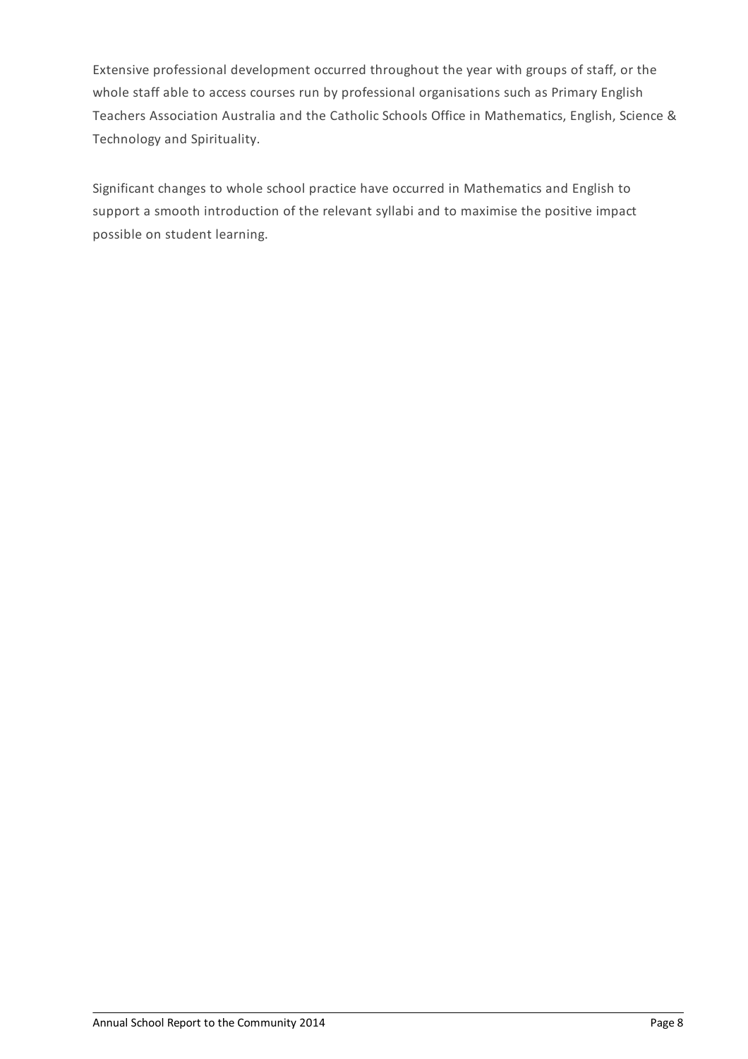Extensive professional development occurred throughout the year with groups of staff, or the whole staff able to access courses run by professional organisations such as Primary English Teachers Association Australia and the Catholic Schools Office in Mathematics, English, Science & Technology and Spirituality.

Significant changes to whole school practice have occurred in Mathematics and English to support a smooth introduction of the relevant syllabi and to maximise the positive impact possible on student learning.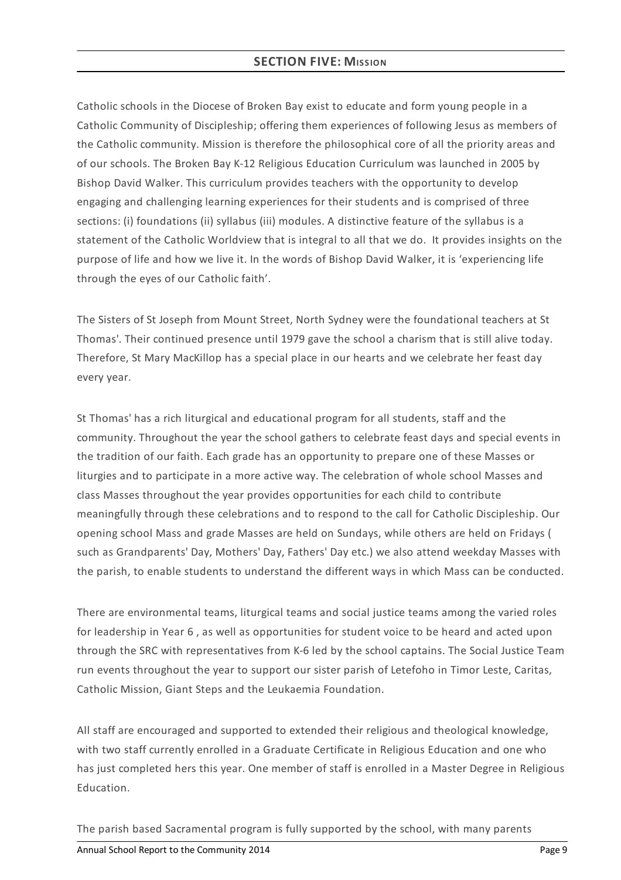## SECTION FIVE: MISSION

Catholic schools in the Diocese of Broken Bay exist to educate and form young people in a Catholic Community of Discipleship; offering them experiences of following Jesus as members of the Catholic community. Mission is therefore the philosophical core of all the priority areas and of our schools. The Broken Bay K-12 Religious Education Curriculum was launched in 2005 by Bishop David Walker. This curriculum provides teachers with the opportunity to develop engaging and challenging learning experiences for their students and is comprised of three sections: (i) foundations (ii) syllabus (iii) modules. A distinctive feature of the syllabus is a statement of the Catholic Worldview that is integral to all that we do. It provides insights on the purpose of life and how we live it. In the words of Bishop David Walker, it is 'experiencing life through the eyes of our Catholic faith'.

The Sisters of St Joseph from Mount Street, North Sydney were the foundational teachers at St Thomas'. Their continued presence until 1979 gave the school a charism that is still alive today. Therefore, St Mary MacKillop has a special place in our hearts and we celebrate her feast day every year.

St Thomas' has a rich liturgical and educational program for all students, staff and the community. Throughout the year the school gathers to celebrate feast days and special events in the tradition of our faith. Each grade has an opportunity to prepare one of these Masses or liturgies and to participate in a more active way. The celebration of whole school Masses and class Masses throughout the year provides opportunities for each child to contribute meaningfully through these celebrations and to respond to the call for Catholic Discipleship. Our opening school Mass and grade Masses are held on Sundays, while others are held on Fridays ( such as Grandparents' Day, Mothers' Day, Fathers' Day etc.) we also attend weekday Masses with the parish, to enable students to understand the different ways in which Mass can be conducted.

There are environmental teams, liturgical teams and social justice teams among the varied roles for leadership in Year 6 , as well as opportunities for student voice to be heard and acted upon through the SRC with representatives from K-6 led by the school captains. The Social Justice Team run events throughout the year to support our sister parish of Letefoho in Timor Leste, Caritas, Catholic Mission, Giant Steps and the Leukaemia Foundation.

All staff are encouraged and supported to extended their religious and theological knowledge, with two staff currently enrolled in a Graduate Certificate in Religious Education and one who has just completed hers this year. One member of staff is enrolled in a Master Degree in Religious Education.

The parish based Sacramental program is fully supported by the school, with many parents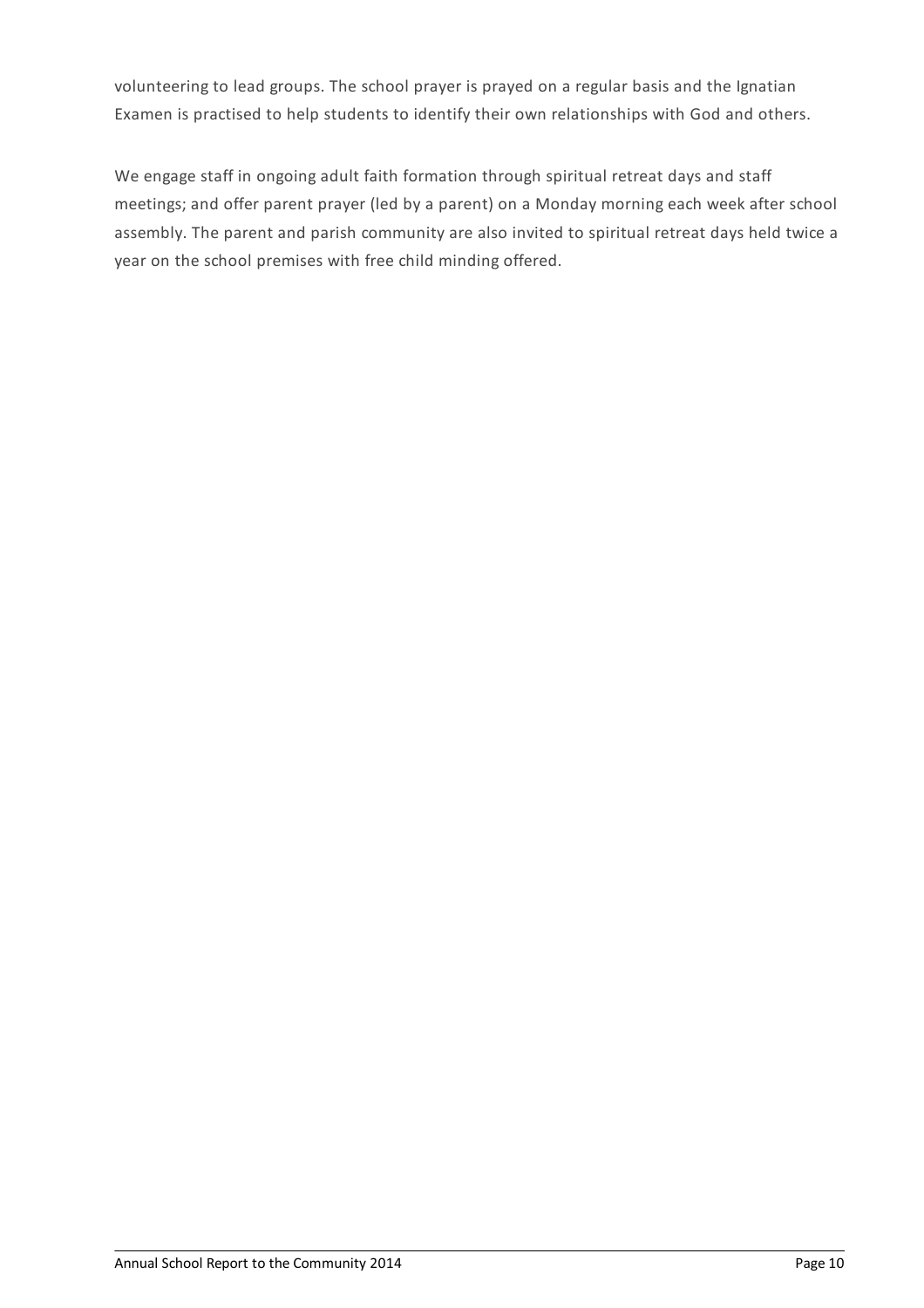volunteering to lead groups. The school prayer is prayed on a regular basis and the Ignatian Examen is practised to help students to identify their own relationships with God and others.

We engage staff in ongoing adult faith formation through spiritual retreat days and staff meetings; and offer parent prayer (led by a parent) on a Monday morning each week after school assembly. The parent and parish community are also invited to spiritual retreat days held twice a year on the school premises with free child minding offered.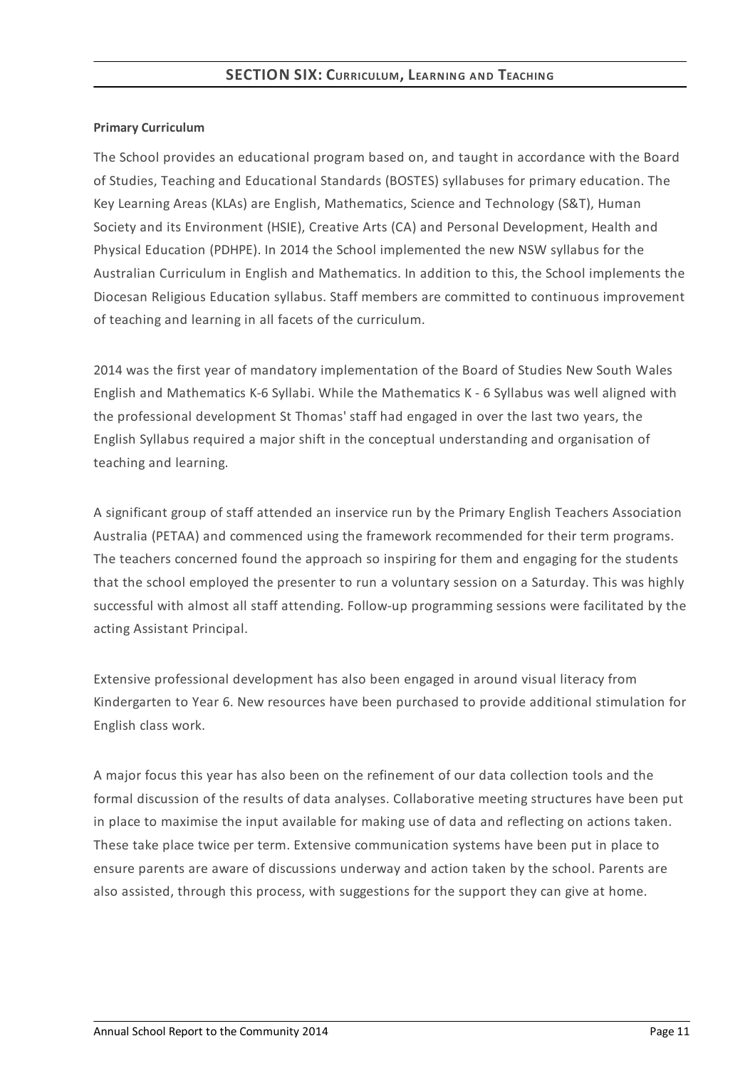## SECTION SIX: Curriculum, Learning and Teaching

**Primary Curriculum**

The School provides an educational program based on, and taught in accordance with the Board of Studies, Teaching and Educational Standards (BOSTES) syllabuses for primary education. The Key Learning Areas (KLAs) are English, Mathematics, Science and Technology (S&T), Human Society and its Environment (HSIE), Creative Arts (CA) and Personal Development, Health and Physical Education (PDHPE). In 2014 the School implemented the new NSW syllabus for the Australian Curriculum in English and Mathematics. In addition to this, the School implements the Diocesan Religious Education syllabus. Staff members are committed to continuous improvement of teaching and learning in all facets of the curriculum.

2014 was the first year of mandatory implementation of the Board of Studies New South Wales English and Mathematics K-6 Syllabi. While the Mathematics K - 6 Syllabus was well aligned with the professional development St Thomas' staff had engaged in over the last two years, the English Syllabus required a major shift in the conceptual understanding and organisation of teaching and learning.

A significant group of staff attended an inservice run by the Primary English Teachers Association Australia (PETAA) and commenced using the framework recommended for their term programs. The teachers concerned found the approach so inspiring for them and engaging for the students that the school employed the presenter to run a voluntary session on a Saturday. This was highly successful with almost all staff attending. Follow-up programming sessions were facilitated by the acting Assistant Principal.

Extensive professional development has also been engaged in around visual literacy from Kindergarten to Year 6. New resources have been purchased to provide additional stimulation for English class work.

A major focus this year has also been on the refinement of our data collection tools and the formal discussion of the results of data analyses. Collaborative meeting structures have been put in place to maximise the input available for making use of data and reflecting on actions taken. These take place twice per term. Extensive communication systems have been put in place to ensure parents are aware of discussions underway and action taken by the school. Parents are also assisted, through this process, with suggestions for the support they can give at home.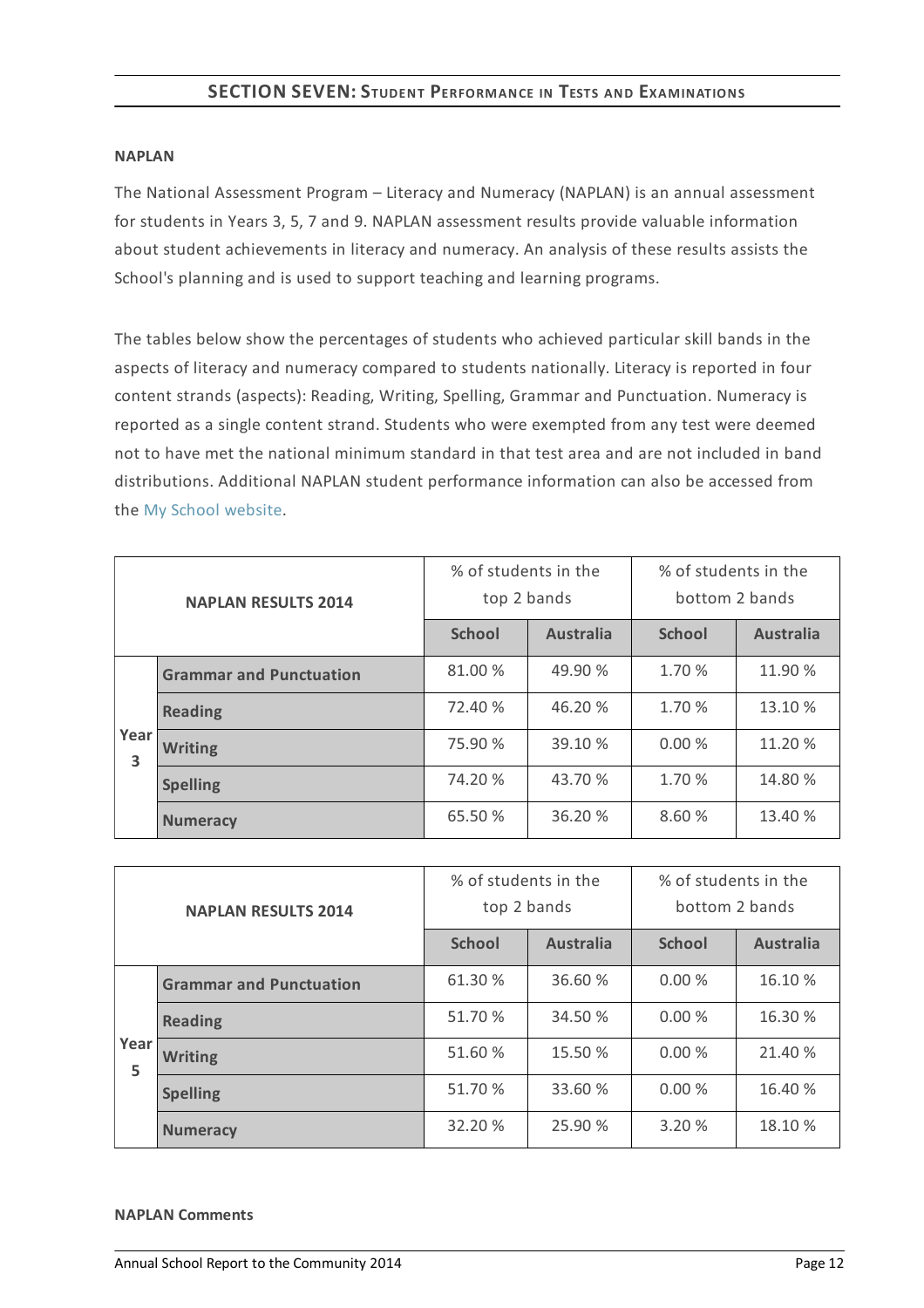## SECTION SEVEN: Student Performance in Tests and Examinations

**NAPLAN**

The National Assessment Program – Literacy and Numeracy (NAPLAN) is an annual assessment for students in Years 3, 5, 7 and 9. NAPLAN assessment results provide valuable information about student achievements in literacy and numeracy. An analysis of these results assists the School's planning and is used to support teaching and learning programs.

The tables below show the percentages of students who achieved particular skill bands in the aspects of literacy and numeracy compared to students nationally. Literacy is reported in four content strands (aspects): Reading, Writing, Spelling, Grammar and Punctuation. Numeracy is reported as a single content strand. Students who were exempted from any test were deemed not to have met the national minimum standard in that test area and are not included in band distributions. Additional NAPLAN student performance information can also be accessed from the My School website.

| NAPLAN RESULTS 2014 | | % of students in the top 2 bands | | % of students in the bottom 2 bands | |
|---|---|---|---|---|---|
| | | School | Australia | School | Australia |
| Year 3 | Grammar and Punctuation | 81.00 % | 49.90 % | 1.70 % | 11.90 % |
| | Reading | 72.40 % | 46.20 % | 1.70 % | 13.10 % |
| | Writing | 75.90 % | 39.10 % | 0.00 % | 11.20 % |
| | Spelling | 74.20 % | 43.70 % | 1.70 % | 14.80 % |
| | Numeracy | 65.50 % | 36.20 % | 8.60 % | 13.40 % |

| NAPLAN RESULTS 2014 | | % of students in the top 2 bands | | % of students in the bottom 2 bands | |
|---|---|---|---|---|---|
| | | School | Australia | School | Australia |
| Year 5 | Grammar and Punctuation | 61.30 % | 36.60 % | 0.00 % | 16.10 % |
| | Reading | 51.70 % | 34.50 % | 0.00 % | 16.30 % |
| | Writing | 51.60 % | 15.50 % | 0.00 % | 21.40 % |
| | Spelling | 51.70 % | 33.60 % | 0.00 % | 16.40 % |
| | Numeracy | 32.20 % | 25.90 % | 3.20 % | 18.10 % |

**NAPLAN Comments**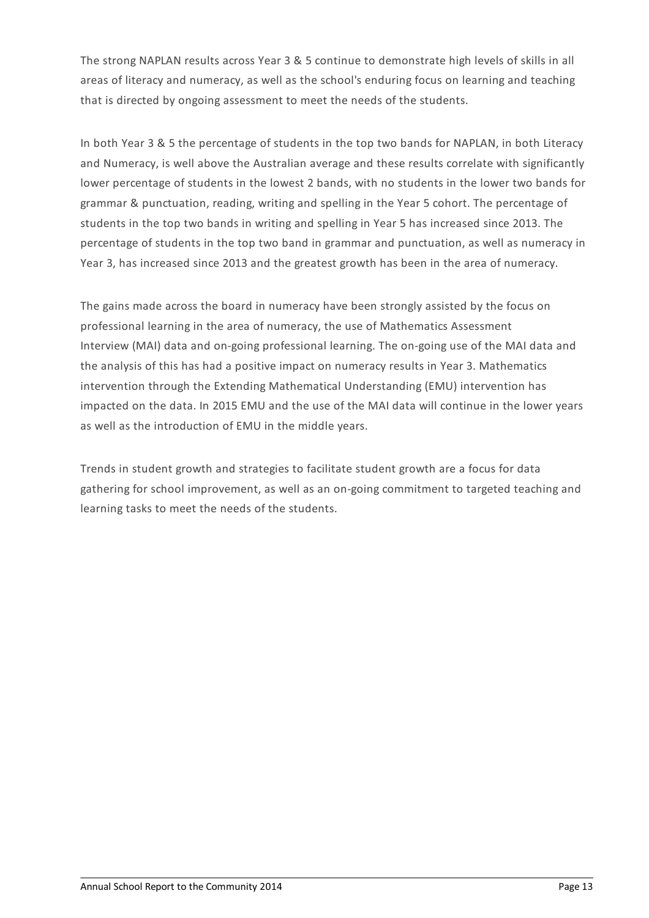The strong NAPLAN results across Year 3 & 5 continue to demonstrate high levels of skills in all areas of literacy and numeracy, as well as the school's enduring focus on learning and teaching that is directed by ongoing assessment to meet the needs of the students.

In both Year 3 & 5 the percentage of students in the top two bands for NAPLAN, in both Literacy and Numeracy, is well above the Australian average and these results correlate with significantly lower percentage of students in the lowest 2 bands, with no students in the lower two bands for grammar & punctuation, reading, writing and spelling in the Year 5 cohort. The percentage of students in the top two bands in writing and spelling in Year 5 has increased since 2013. The percentage of students in the top two band in grammar and punctuation, as well as numeracy in Year 3, has increased since 2013 and the greatest growth has been in the area of numeracy.

The gains made across the board in numeracy have been strongly assisted by the focus on professional learning in the area of numeracy, the use of Mathematics Assessment Interview (MAI) data and on-going professional learning. The on-going use of the MAI data and the analysis of this has had a positive impact on numeracy results in Year 3. Mathematics intervention through the Extending Mathematical Understanding (EMU) intervention has impacted on the data. In 2015 EMU and the use of the MAI data will continue in the lower years as well as the introduction of EMU in the middle years.

Trends in student growth and strategies to facilitate student growth are a focus for data gathering for school improvement, as well as an on-going commitment to targeted teaching and learning tasks to meet the needs of the students.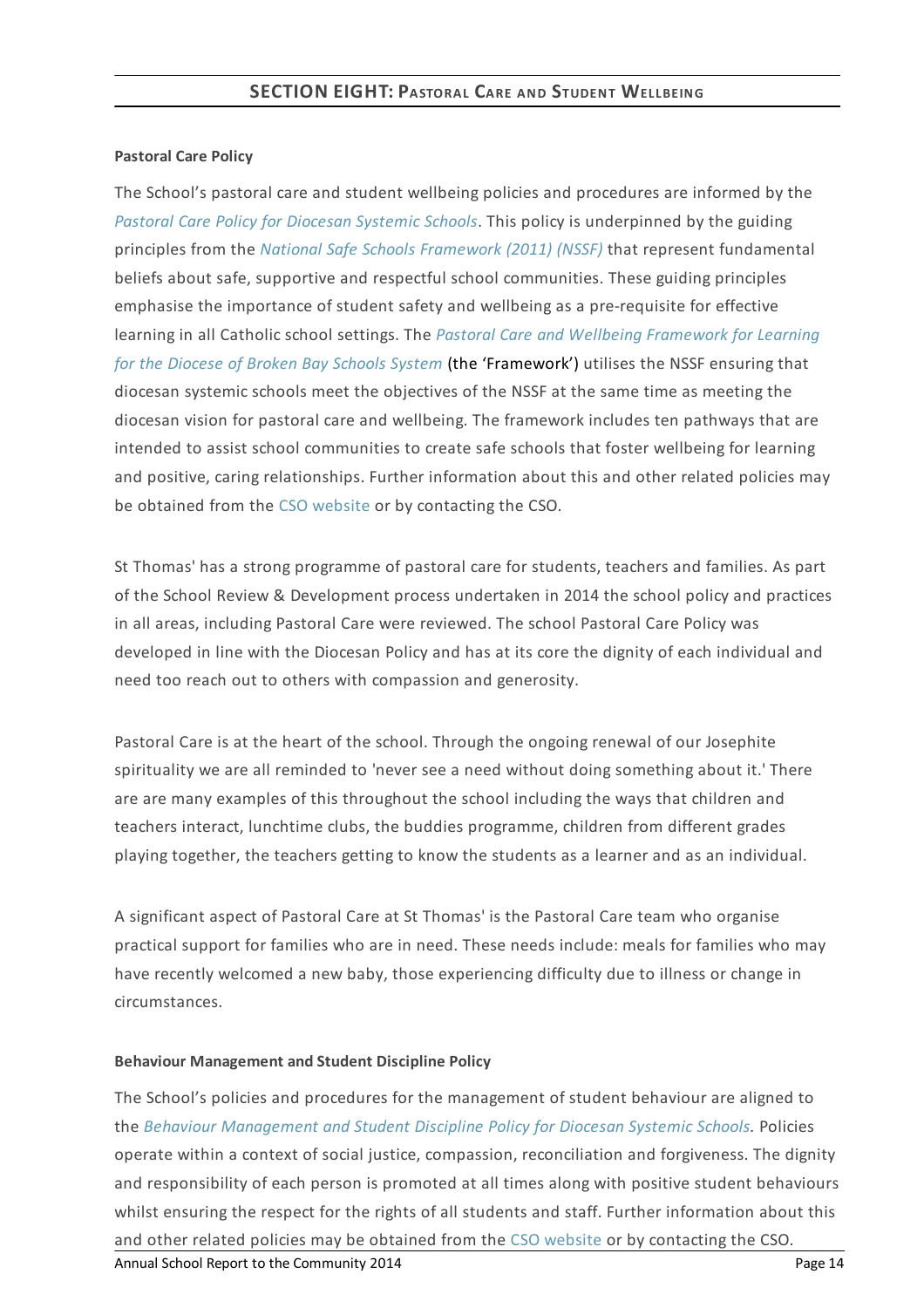## SECTION EIGHT: Pastoral Care and Student Wellbeing

**Pastoral Care Policy**

The School's pastoral care and student wellbeing policies and procedures are informed by the *Pastoral Care Policy for Diocesan Systemic Schools*. This policy is underpinned by the guiding principles from the *National Safe Schools Framework (2011) (NSSF)* that represent fundamental beliefs about safe, supportive and respectful school communities. These guiding principles emphasise the importance of student safety and wellbeing as a pre-requisite for effective learning in all Catholic school settings. The *Pastoral Care and Wellbeing Framework for Learning for the Diocese of Broken Bay Schools System* (the 'Framework') utilises the NSSF ensuring that diocesan systemic schools meet the objectives of the NSSF at the same time as meeting the diocesan vision for pastoral care and wellbeing. The framework includes ten pathways that are intended to assist school communities to create safe schools that foster wellbeing for learning and positive, caring relationships. Further information about this and other related policies may be obtained from the CSO website or by contacting the CSO.

St Thomas' has a strong programme of pastoral care for students, teachers and families. As part of the School Review & Development process undertaken in 2014 the school policy and practices in all areas, including Pastoral Care were reviewed. The school Pastoral Care Policy was developed in line with the Diocesan Policy and has at its core the dignity of each individual and need too reach out to others with compassion and generosity.

Pastoral Care is at the heart of the school. Through the ongoing renewal of our Josephite spirituality we are all reminded to 'never see a need without doing something about it.' There are are many examples of this throughout the school including the ways that children and teachers interact, lunchtime clubs, the buddies programme, children from different grades playing together, the teachers getting to know the students as a learner and as an individual.

A significant aspect of Pastoral Care at St Thomas' is the Pastoral Care team who organise practical support for families who are in need. These needs include: meals for families who may have recently welcomed a new baby, those experiencing difficulty due to illness or change in circumstances.

**Behaviour Management and Student Discipline Policy**

The School's policies and procedures for the management of student behaviour are aligned to the *Behaviour Management and Student Discipline Policy for Diocesan Systemic Schools.* Policies operate within a context of social justice, compassion, reconciliation and forgiveness. The dignity and responsibility of each person is promoted at all times along with positive student behaviours whilst ensuring the respect for the rights of all students and staff. Further information about this and other related policies may be obtained from the CSO website or by contacting the CSO.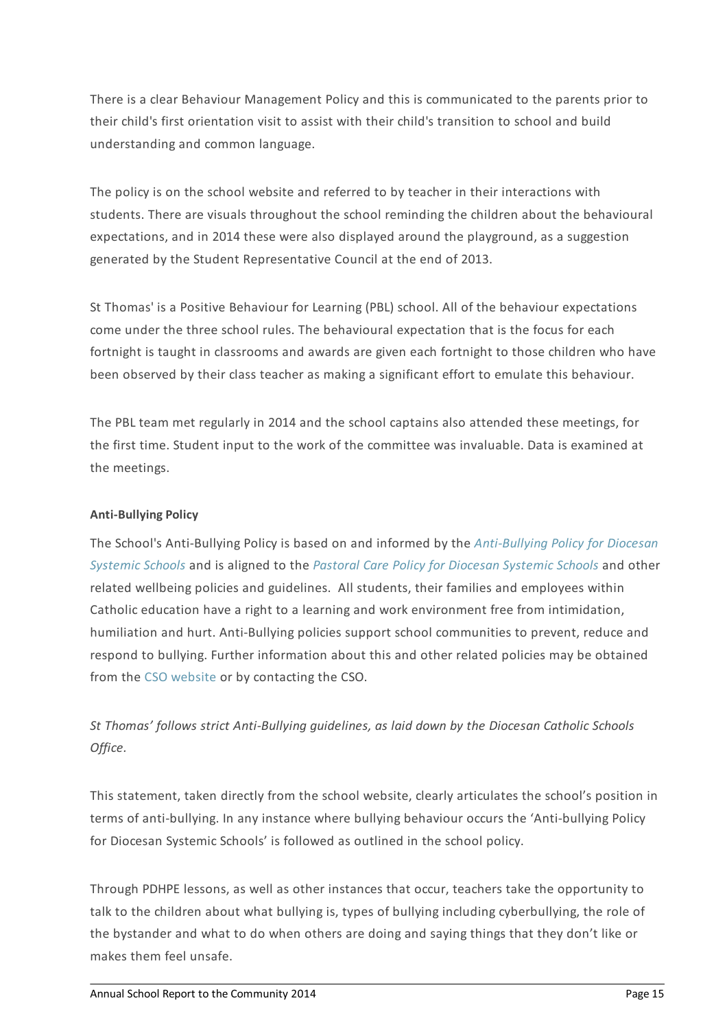There is a clear Behaviour Management Policy and this is communicated to the parents prior to their child's first orientation visit to assist with their child's transition to school and build understanding and common language.

The policy is on the school website and referred to by teacher in their interactions with students. There are visuals throughout the school reminding the children about the behavioural expectations, and in 2014 these were also displayed around the playground, as a suggestion generated by the Student Representative Council at the end of 2013.

St Thomas' is a Positive Behaviour for Learning (PBL) school. All of the behaviour expectations come under the three school rules. The behavioural expectation that is the focus for each fortnight is taught in classrooms and awards are given each fortnight to those children who have been observed by their class teacher as making a significant effort to emulate this behaviour.

The PBL team met regularly in 2014 and the school captains also attended these meetings, for the first time. Student input to the work of the committee was invaluable. Data is examined at the meetings.

**Anti-Bullying Policy**

The School's Anti-Bullying Policy is based on and informed by the *Anti-Bullying Policy for Diocesan Systemic Schools* and is aligned to the *Pastoral Care Policy for Diocesan Systemic Schools* and other related wellbeing policies and guidelines. All students, their families and employees within Catholic education have a right to a learning and work environment free from intimidation, humiliation and hurt. Anti-Bullying policies support school communities to prevent, reduce and respond to bullying. Further information about this and other related policies may be obtained from the CSO website or by contacting the CSO.

*St Thomas' follows strict Anti-Bullying guidelines, as laid down by the Diocesan Catholic Schools Office.*

This statement, taken directly from the school website, clearly articulates the school's position in terms of anti-bullying. In any instance where bullying behaviour occurs the 'Anti-bullying Policy for Diocesan Systemic Schools' is followed as outlined in the school policy.

Through PDHPE lessons, as well as other instances that occur, teachers take the opportunity to talk to the children about what bullying is, types of bullying including cyberbullying, the role of the bystander and what to do when others are doing and saying things that they don't like or makes them feel unsafe.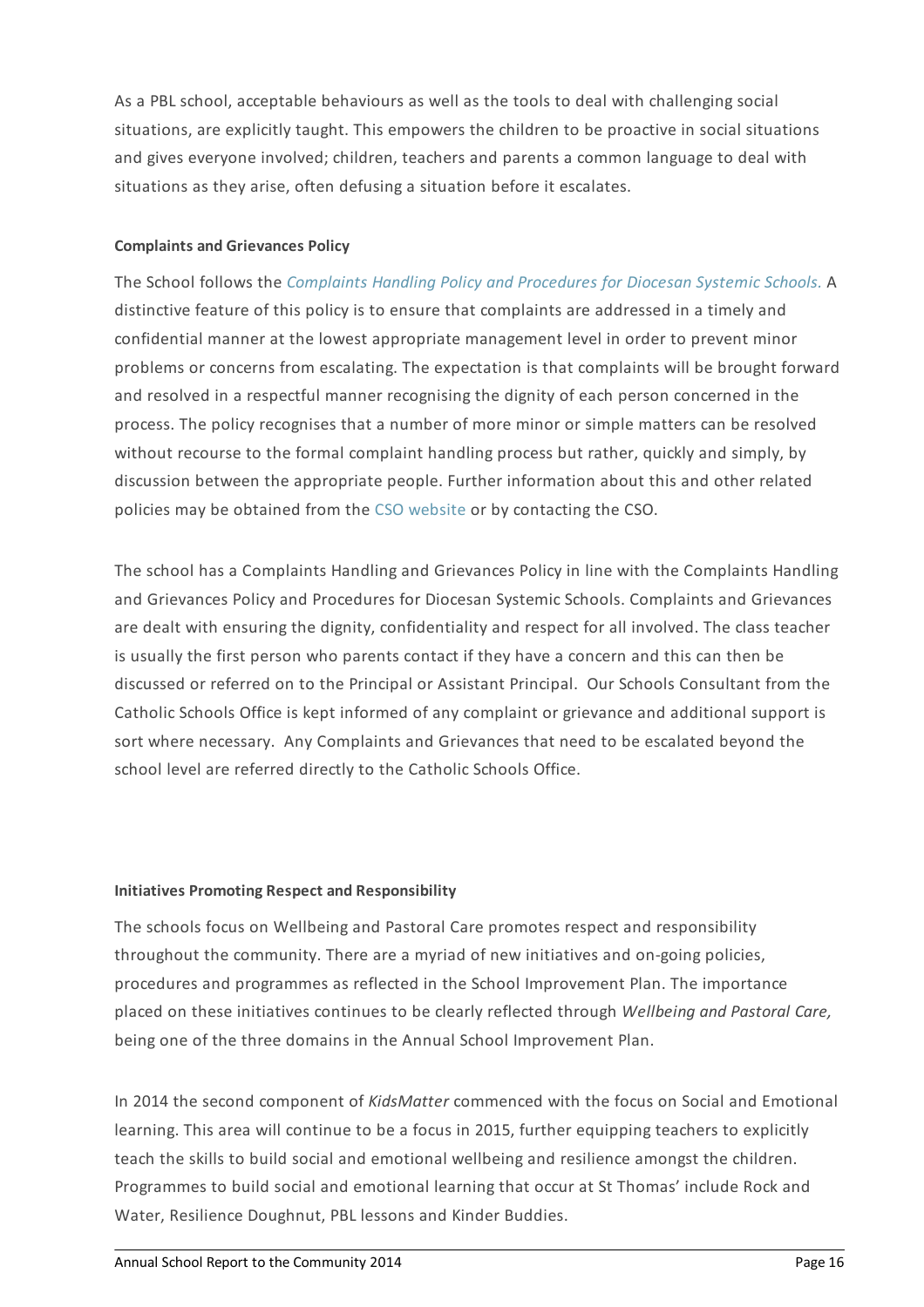As a PBL school, acceptable behaviours as well as the tools to deal with challenging social situations, are explicitly taught. This empowers the children to be proactive in social situations and gives everyone involved; children, teachers and parents a common language to deal with situations as they arise, often defusing a situation before it escalates.

**Complaints and Grievances Policy**

The School follows the *Complaints Handling Policy and Procedures for Diocesan Systemic Schools.* A distinctive feature of this policy is to ensure that complaints are addressed in a timely and confidential manner at the lowest appropriate management level in order to prevent minor problems or concerns from escalating. The expectation is that complaints will be brought forward and resolved in a respectful manner recognising the dignity of each person concerned in the process. The policy recognises that a number of more minor or simple matters can be resolved without recourse to the formal complaint handling process but rather, quickly and simply, by discussion between the appropriate people. Further information about this and other related policies may be obtained from the CSO website or by contacting the CSO.

The school has a Complaints Handling and Grievances Policy in line with the Complaints Handling and Grievances Policy and Procedures for Diocesan Systemic Schools. Complaints and Grievances are dealt with ensuring the dignity, confidentiality and respect for all involved. The class teacher is usually the first person who parents contact if they have a concern and this can then be discussed or referred on to the Principal or Assistant Principal. Our Schools Consultant from the Catholic Schools Office is kept informed of any complaint or grievance and additional support is sort where necessary. Any Complaints and Grievances that need to be escalated beyond the school level are referred directly to the Catholic Schools Office.

**Initiatives Promoting Respect and Responsibility**

The schools focus on Wellbeing and Pastoral Care promotes respect and responsibility throughout the community. There are a myriad of new initiatives and on-going policies, procedures and programmes as reflected in the School Improvement Plan. The importance placed on these initiatives continues to be clearly reflected through *Wellbeing and Pastoral Care,* being one of the three domains in the Annual School Improvement Plan.

In 2014 the second component of *KidsMatter* commenced with the focus on Social and Emotional learning. This area will continue to be a focus in 2015, further equipping teachers to explicitly teach the skills to build social and emotional wellbeing and resilience amongst the children. Programmes to build social and emotional learning that occur at St Thomas' include Rock and Water, Resilience Doughnut, PBL lessons and Kinder Buddies.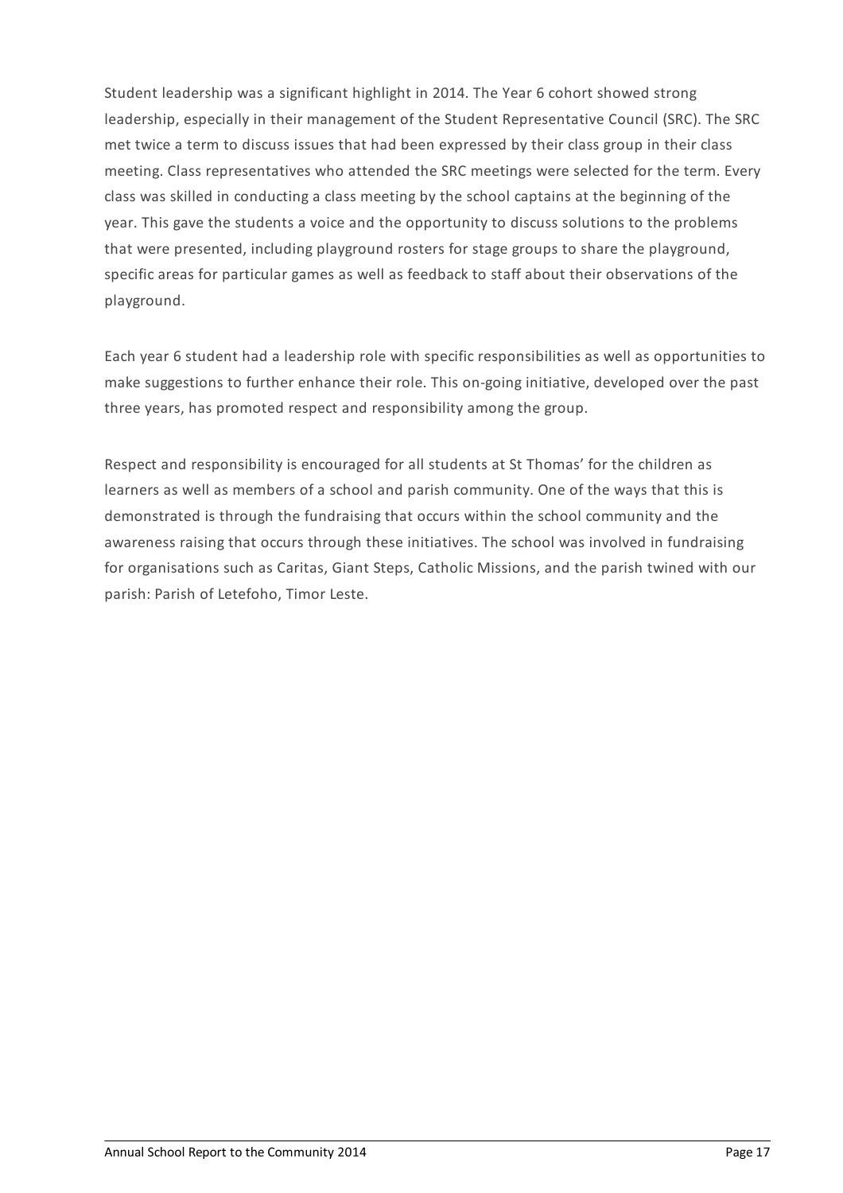Student leadership was a significant highlight in 2014. The Year 6 cohort showed strong leadership, especially in their management of the Student Representative Council (SRC). The SRC met twice a term to discuss issues that had been expressed by their class group in their class meeting. Class representatives who attended the SRC meetings were selected for the term. Every class was skilled in conducting a class meeting by the school captains at the beginning of the year. This gave the students a voice and the opportunity to discuss solutions to the problems that were presented, including playground rosters for stage groups to share the playground, specific areas for particular games as well as feedback to staff about their observations of the playground.

Each year 6 student had a leadership role with specific responsibilities as well as opportunities to make suggestions to further enhance their role. This on-going initiative, developed over the past three years, has promoted respect and responsibility among the group.

Respect and responsibility is encouraged for all students at St Thomas' for the children as learners as well as members of a school and parish community. One of the ways that this is demonstrated is through the fundraising that occurs within the school community and the awareness raising that occurs through these initiatives. The school was involved in fundraising for organisations such as Caritas, Giant Steps, Catholic Missions, and the parish twined with our parish: Parish of Letefoho, Timor Leste.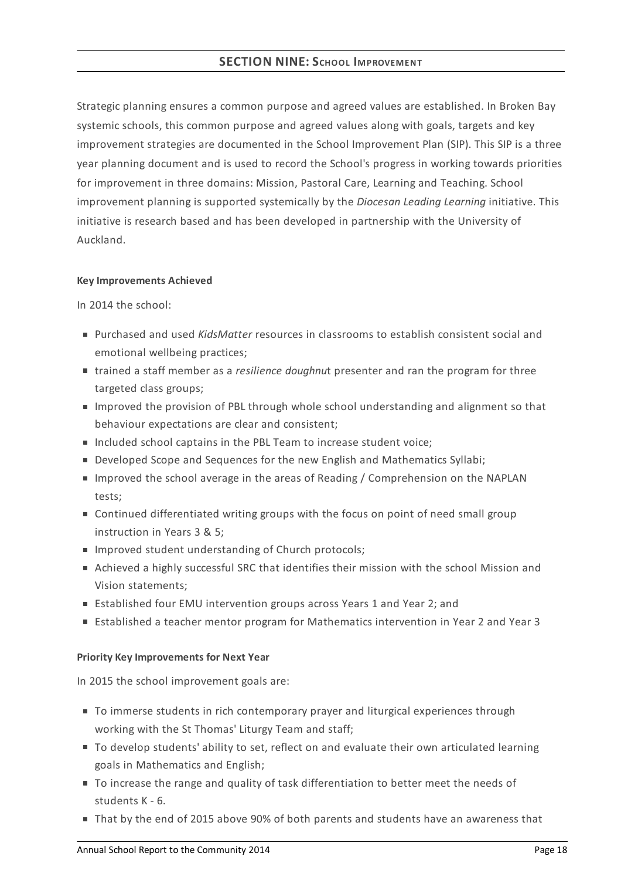## SECTION NINE: School Improvement

Strategic planning ensures a common purpose and agreed values are established. In Broken Bay systemic schools, this common purpose and agreed values along with goals, targets and key improvement strategies are documented in the School Improvement Plan (SIP). This SIP is a three year planning document and is used to record the School's progress in working towards priorities for improvement in three domains: Mission, Pastoral Care, Learning and Teaching. School improvement planning is supported systemically by the *Diocesan Leading Learning* initiative. This initiative is research based and has been developed in partnership with the University of Auckland.

#### Key Improvements Achieved

In 2014 the school:

- Purchased and used *KidsMatter* resources in classrooms to establish consistent social and emotional wellbeing practices;
- trained a staff member as a *resilience doughnu*t presenter and ran the program for three targeted class groups;
- Improved the provision of PBL through whole school understanding and alignment so that behaviour expectations are clear and consistent;
- Included school captains in the PBL Team to increase student voice;
- Developed Scope and Sequences for the new English and Mathematics Syllabi;
- Improved the school average in the areas of Reading / Comprehension on the NAPLAN tests;
- Continued differentiated writing groups with the focus on point of need small group instruction in Years 3 & 5;
- Improved student understanding of Church protocols;
- Achieved a highly successful SRC that identifies their mission with the school Mission and Vision statements;
- Established four EMU intervention groups across Years 1 and Year 2; and
- Established a teacher mentor program for Mathematics intervention in Year 2 and Year 3

#### Priority Key Improvements for Next Year

In 2015 the school improvement goals are:

- To immerse students in rich contemporary prayer and liturgical experiences through working with the St Thomas' Liturgy Team and staff;
- To develop students' ability to set, reflect on and evaluate their own articulated learning goals in Mathematics and English;
- To increase the range and quality of task differentiation to better meet the needs of students K - 6.
- That by the end of 2015 above 90% of both parents and students have an awareness that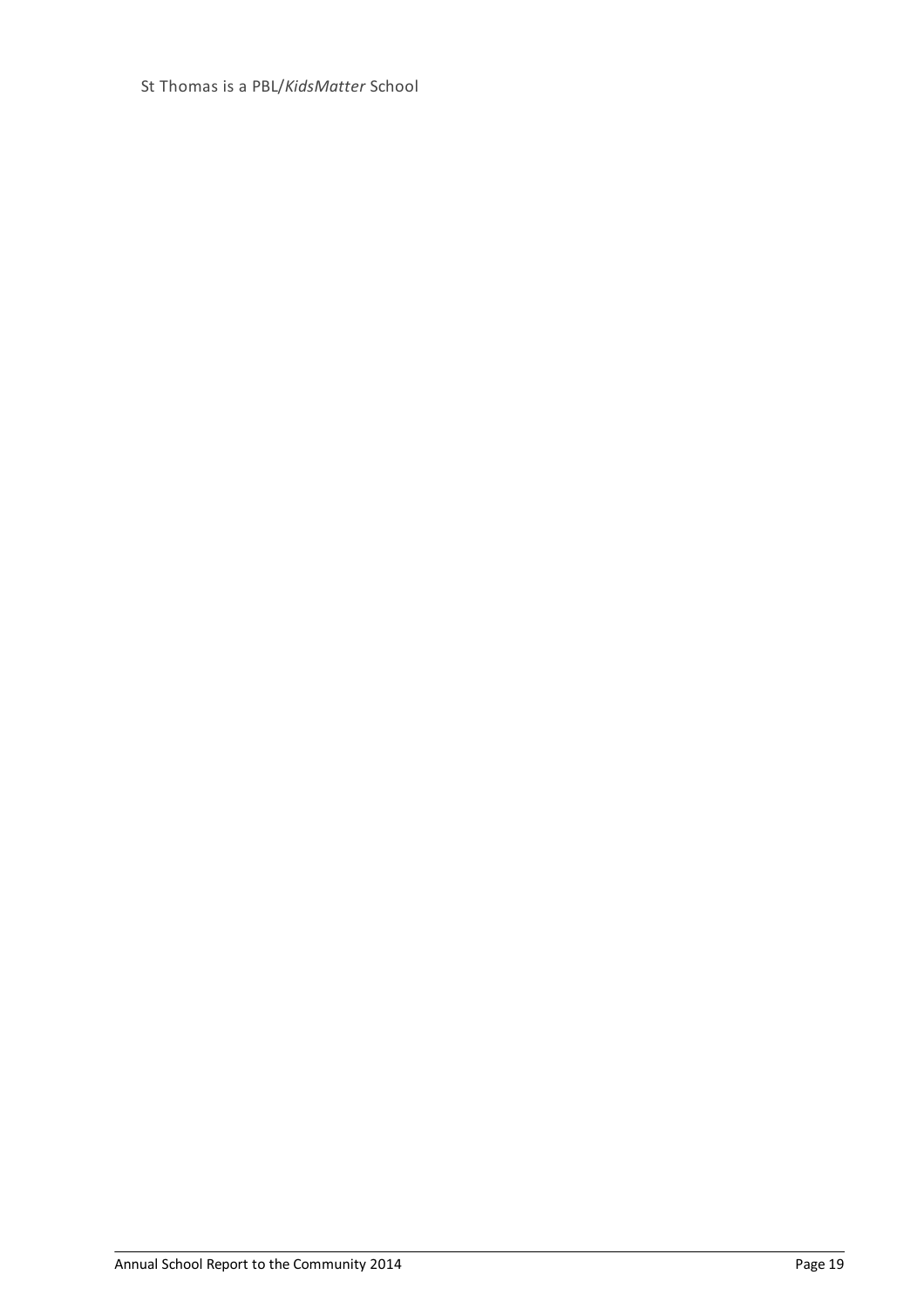St Thomas is a PBL/*KidsMatter* School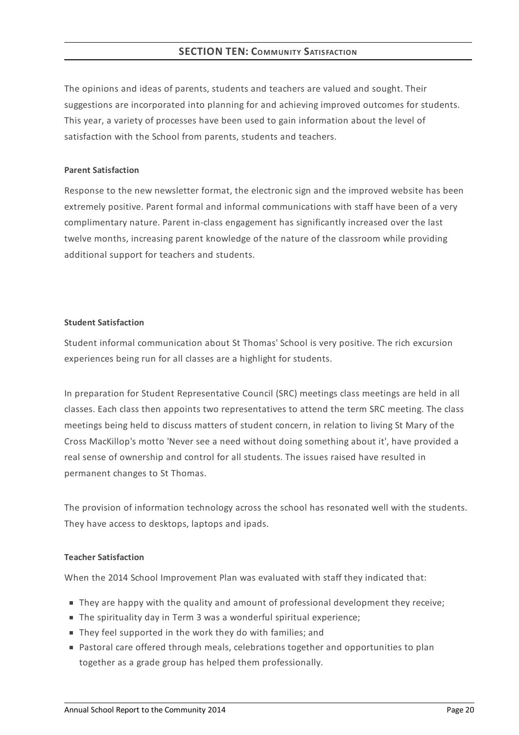## SECTION TEN: COMMUNITY SATISFACTION

The opinions and ideas of parents, students and teachers are valued and sought. Their suggestions are incorporated into planning for and achieving improved outcomes for students. This year, a variety of processes have been used to gain information about the level of satisfaction with the School from parents, students and teachers.

**Parent Satisfaction**

Response to the new newsletter format, the electronic sign and the improved website has been extremely positive. Parent formal and informal communications with staff have been of a very complimentary nature. Parent in-class engagement has significantly increased over the last twelve months, increasing parent knowledge of the nature of the classroom while providing additional support for teachers and students.

**Student Satisfaction**

Student informal communication about St Thomas' School is very positive. The rich excursion experiences being run for all classes are a highlight for students.

In preparation for Student Representative Council (SRC) meetings class meetings are held in all classes. Each class then appoints two representatives to attend the term SRC meeting. The class meetings being held to discuss matters of student concern, in relation to living St Mary of the Cross MacKillop's motto 'Never see a need without doing something about it', have provided a real sense of ownership and control for all students. The issues raised have resulted in permanent changes to St Thomas.

The provision of information technology across the school has resonated well with the students. They have access to desktops, laptops and ipads.

**Teacher Satisfaction**

When the 2014 School Improvement Plan was evaluated with staff they indicated that:

- They are happy with the quality and amount of professional development they receive;
- The spirituality day in Term 3 was a wonderful spiritual experience;
- They feel supported in the work they do with families; and
- Pastoral care offered through meals, celebrations together and opportunities to plan together as a grade group has helped them professionally.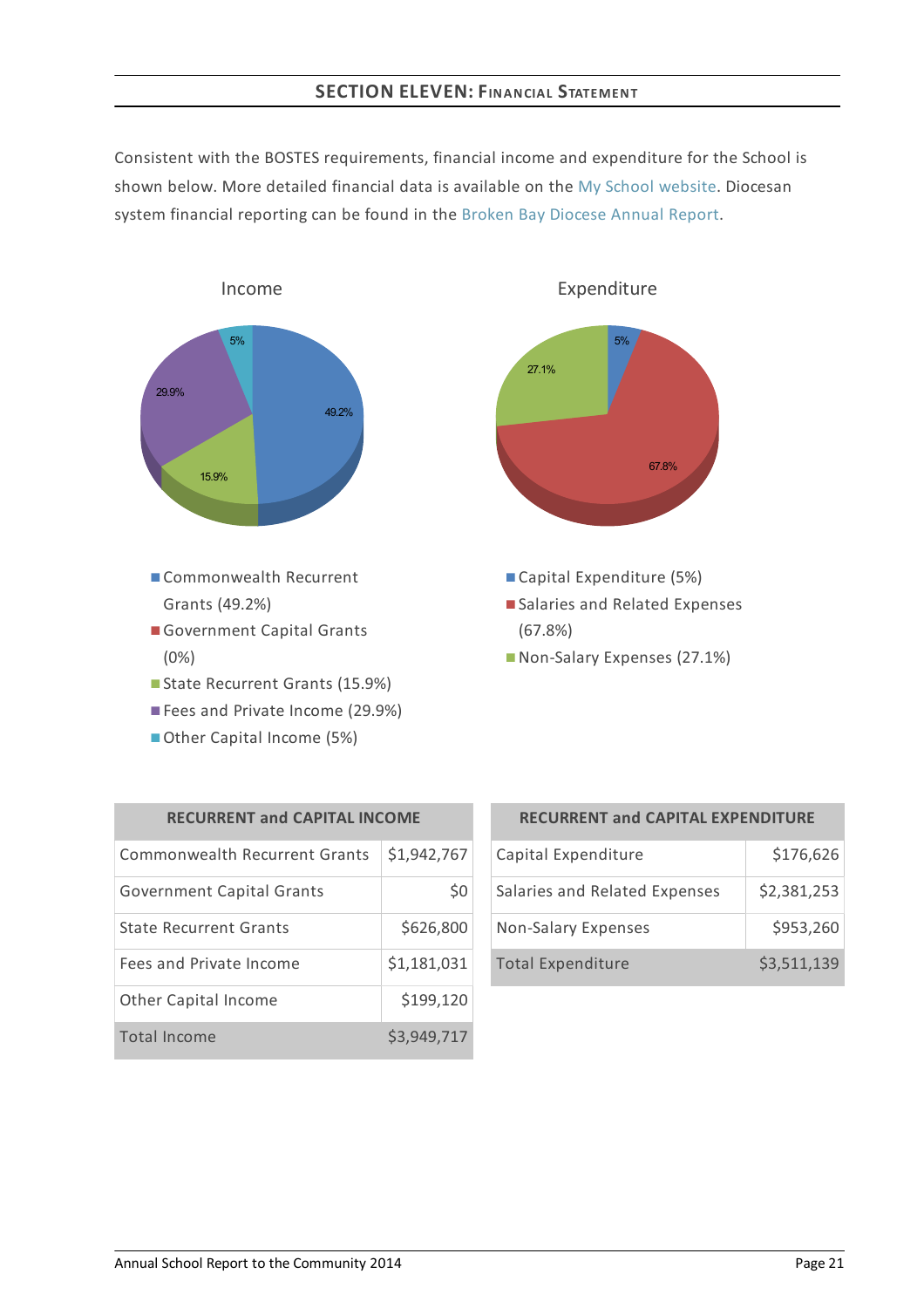## SECTION ELEVEN: FINANCIAL STATEMENT

Consistent with the BOSTES requirements, financial income and expenditure for the School is shown below. More detailed financial data is available on the My School website. Diocesan system financial reporting can be found in the Broken Bay Diocese Annual Report.

Income

5%
29.9%
49.2%
15.9%

- Commonwealth Recurrent Grants (49.2%)
- Government Capital Grants (0%)
- State Recurrent Grants (15.9%)
- Fees and Private Income (29.9%)
- Other Capital Income (5%)

Expenditure

5%
27.1%
67.8%

- Capital Expenditure (5%)
- Salaries and Related Expenses (67.8%)
- Non-Salary Expenses (27.1%)

| RECURRENT and CAPITAL INCOME | |
|---|---|
| Commonwealth Recurrent Grants | $1,942,767 |
| Government Capital Grants | $0 |
| State Recurrent Grants | $626,800 |
| Fees and Private Income | $1,181,031 |
| Other Capital Income | $199,120 |
| Total Income | $3,949,717 |

| RECURRENT and CAPITAL EXPENDITURE | |
|---|---|
| Capital Expenditure | $176,626 |
| Salaries and Related Expenses | $2,381,253 |
| Non-Salary Expenses | $953,260 |
| Total Expenditure | $3,511,139 |